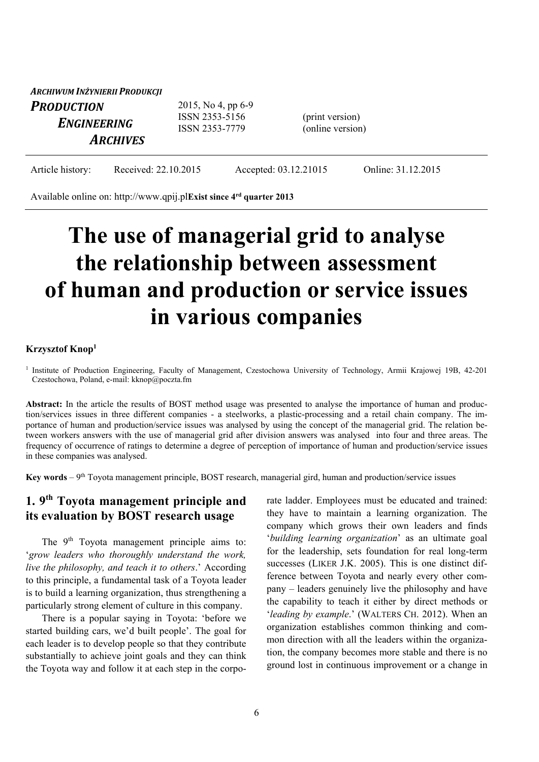*ARCHIWUM INŻYNIERII PRODUKCJI*

***PRODUCTION ENGINEERING ARCHIVES***

2015, No 4, pp 6-9
ISSN 2353-5156 (print version)
ISSN 2353-7779 (online version)

Article history: Received: 22.10.2015 Accepted: 03.12.21015 Online: 31.12.2015

Available online on: http://www.qpij.pl **Exist since 4[rd] quarter 2013**

# The use of managerial grid to analyse the relationship between assessment of human and production or service issues in various companies

**Krzysztof Knop[1]**

[1] Institute of Production Engineering, Faculty of Management, Czestochowa University of Technology, Armii Krajowej 19B, 42-201 Czestochowa, Poland, e-mail: kknop@poczta.fm

**Abstract:** In the article the results of BOST method usage was presented to analyse the importance of human and production/services issues in three different companies - a steelworks, a plastic-processing and a retail chain company. The importance of human and production/service issues was analysed by using the concept of the managerial grid. The relation between workers answers with the use of managerial grid after division answers was analysed into four and three areas. The frequency of occurrence of ratings to determine a degree of perception of importance of human and production/service issues in these companies was analysed.

**Key words** – 9[th] Toyota management principle, BOST research, managerial gird, human and production/service issues

## 1. 9[th] Toyota management principle and its evaluation by BOST research usage

The 9[th] Toyota management principle aims to: '*grow leaders who thoroughly understand the work, live the philosophy, and teach it to others*.' According to this principle, a fundamental task of a Toyota leader is to build a learning organization, thus strengthening a particularly strong element of culture in this company.

There is a popular saying in Toyota: 'before we started building cars, we'd built people'. The goal for each leader is to develop people so that they contribute substantially to achieve joint goals and they can think the Toyota way and follow it at each step in the corporate ladder. Employees must be educated and trained: they have to maintain a learning organization. The company which grows their own leaders and finds '*building learning organization*' as an ultimate goal for the leadership, sets foundation for real long-term successes (LIKER J.K. 2005). This is one distinct difference between Toyota and nearly every other company – leaders genuinely live the philosophy and have the capability to teach it either by direct methods or '*leading by example*.' (WALTERS CH. 2012). When an organization establishes common thinking and common direction with all the leaders within the organization, the company becomes more stable and there is no ground lost in continuous improvement or a change in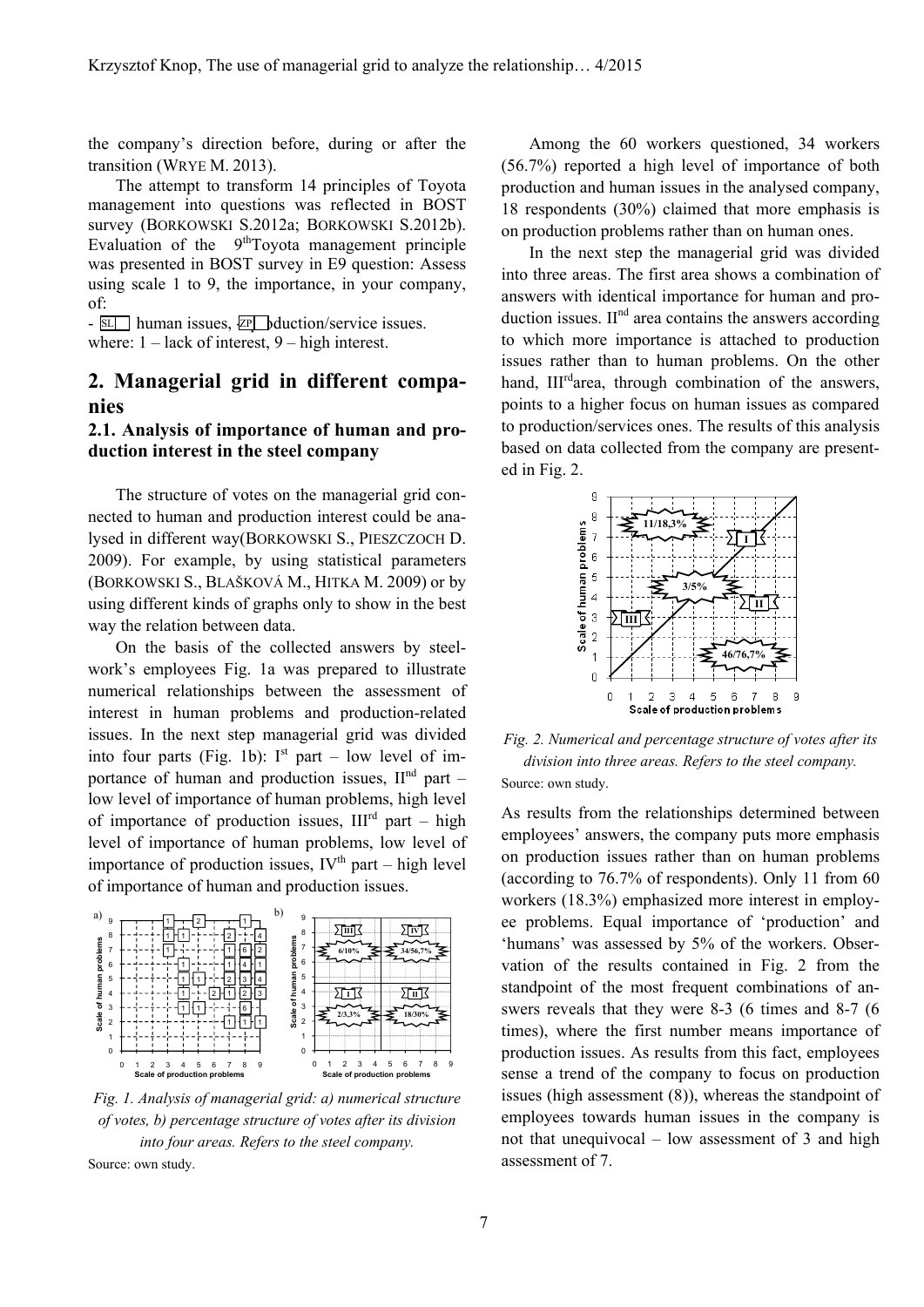the company's direction before, during or after the transition (WRYE M. 2013).

The attempt to transform 14 principles of Toyota management into questions was reflected in BOST survey (BORKOWSKI S.2012a; BORKOWSKI S.2012b). Evaluation of the 9thToyota management principle was presented in BOST survey in E9 question: Assess using scale 1 to 9, the importance, in your company, of:

- SL human issues, ZP production/service issues.

where: 1 – lack of interest, 9 – high interest.

## 2. Managerial grid in different companies

### 2.1. Analysis of importance of human and production interest in the steel company

The structure of votes on the managerial grid connected to human and production interest could be analysed in different way(BORKOWSKI S., PIESZCZOCH D. 2009). For example, by using statistical parameters (BORKOWSKI S., BLAŠKOVÁ M., HITKA M. 2009) or by using different kinds of graphs only to show in the best way the relation between data.

On the basis of the collected answers by steelwork's employees Fig. 1a was prepared to illustrate numerical relationships between the assessment of interest in human problems and production-related issues. In the next step managerial grid was divided into four parts (Fig. 1b): Ist part – low level of importance of human and production issues, IInd part – low level of importance of human problems, high level of importance of production issues, IIIrd part – high level of importance of human problems, low level of importance of production issues, IVth part – high level of importance of human and production issues.

*Fig. 1. Analysis of managerial grid: a) numerical structure of votes, b) percentage structure of votes after its division into four areas. Refers to the steel company.*

Source: own study.

Among the 60 workers questioned, 34 workers (56.7%) reported a high level of importance of both production and human issues in the analysed company, 18 respondents (30%) claimed that more emphasis is on production problems rather than on human ones.

In the next step the managerial grid was divided into three areas. The first area shows a combination of answers with identical importance for human and production issues. IInd area contains the answers according to which more importance is attached to production issues rather than to human problems. On the other hand, IIIrdarea, through combination of the answers, points to a higher focus on human issues as compared to production/services ones. The results of this analysis based on data collected from the company are presented in Fig. 2.

*Fig. 2. Numerical and percentage structure of votes after its division into three areas. Refers to the steel company.*

Source: own study.

As results from the relationships determined between employees' answers, the company puts more emphasis on production issues rather than on human problems (according to 76.7% of respondents). Only 11 from 60 workers (18.3%) emphasized more interest in employee problems. Equal importance of 'production' and 'humans' was assessed by 5% of the workers. Observation of the results contained in Fig. 2 from the standpoint of the most frequent combinations of answers reveals that they were 8-3 (6 times and 8-7 (6 times), where the first number means importance of production issues. As results from this fact, employees sense a trend of the company to focus on production issues (high assessment (8)), whereas the standpoint of employees towards human issues in the company is not that unequivocal – low assessment of 3 and high assessment of 7.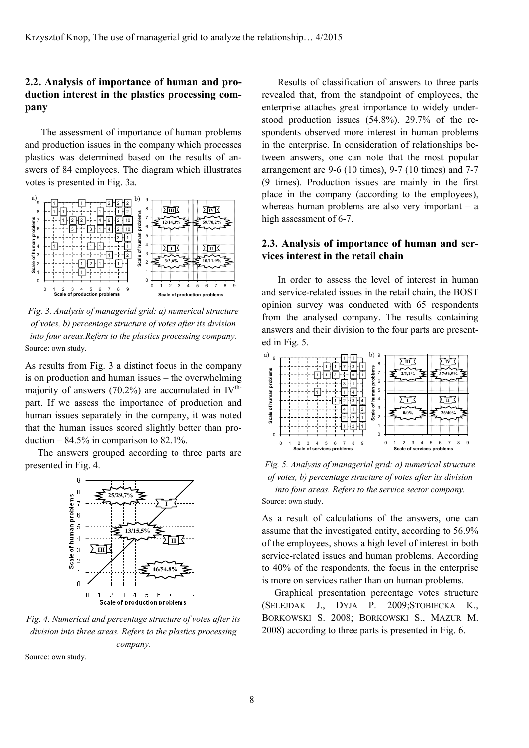## 2.2. Analysis of importance of human and production interest in the plastics processing company

The assessment of importance of human problems and production issues in the company which processes plastics was determined based on the results of answers of 84 employees. The diagram which illustrates votes is presented in Fig. 3a.

*Fig. 3. Analysis of managerial grid: a) numerical structure of votes, b) percentage structure of votes after its division into four areas.Refers to the plastics processing company.*

Source: own study.

As results from Fig. 3 a distinct focus in the company is on production and human issues – the overwhelming majority of answers (70.2%) are accumulated in IV[th-] part. If we assess the importance of production and human issues separately in the company, it was noted that the human issues scored slightly better than production – 84.5% in comparison to 82.1%.

The answers grouped according to three parts are presented in Fig. 4.

*Fig. 4. Numerical and percentage structure of votes after its division into three areas. Refers to the plastics processing company.*

Source: own study.

Results of classification of answers to three parts revealed that, from the standpoint of employees, the enterprise attaches great importance to widely understood production issues (54.8%). 29.7% of the respondents observed more interest in human problems in the enterprise. In consideration of relationships between answers, one can note that the most popular arrangement are 9-6 (10 times), 9-7 (10 times) and 7-7 (9 times). Production issues are mainly in the first place in the company (according to the employees), whereas human problems are also very important – a high assessment of 6-7.

## 2.3. Analysis of importance of human and services interest in the retail chain

In order to assess the level of interest in human and service-related issues in the retail chain, the BOST opinion survey was conducted with 65 respondents from the analysed company. The results containing answers and their division to the four parts are presented in Fig. 5.

*Fig. 5. Analysis of managerial grid: a) numerical structure of votes, b) percentage structure of votes after its division into four areas. Refers to the service sector company.*

Source: own study.

As a result of calculations of the answers, one can assume that the investigated entity, according to 56.9% of the employees, shows a high level of interest in both service-related issues and human problems. According to 40% of the respondents, the focus in the enterprise is more on services rather than on human problems.

Graphical presentation percentage votes structure (SELEJDAK J., DYJA P. 2009;STOBIECKA K., BORKOWSKI S. 2008; BORKOWSKI S., MAZUR M. 2008) according to three parts is presented in Fig. 6.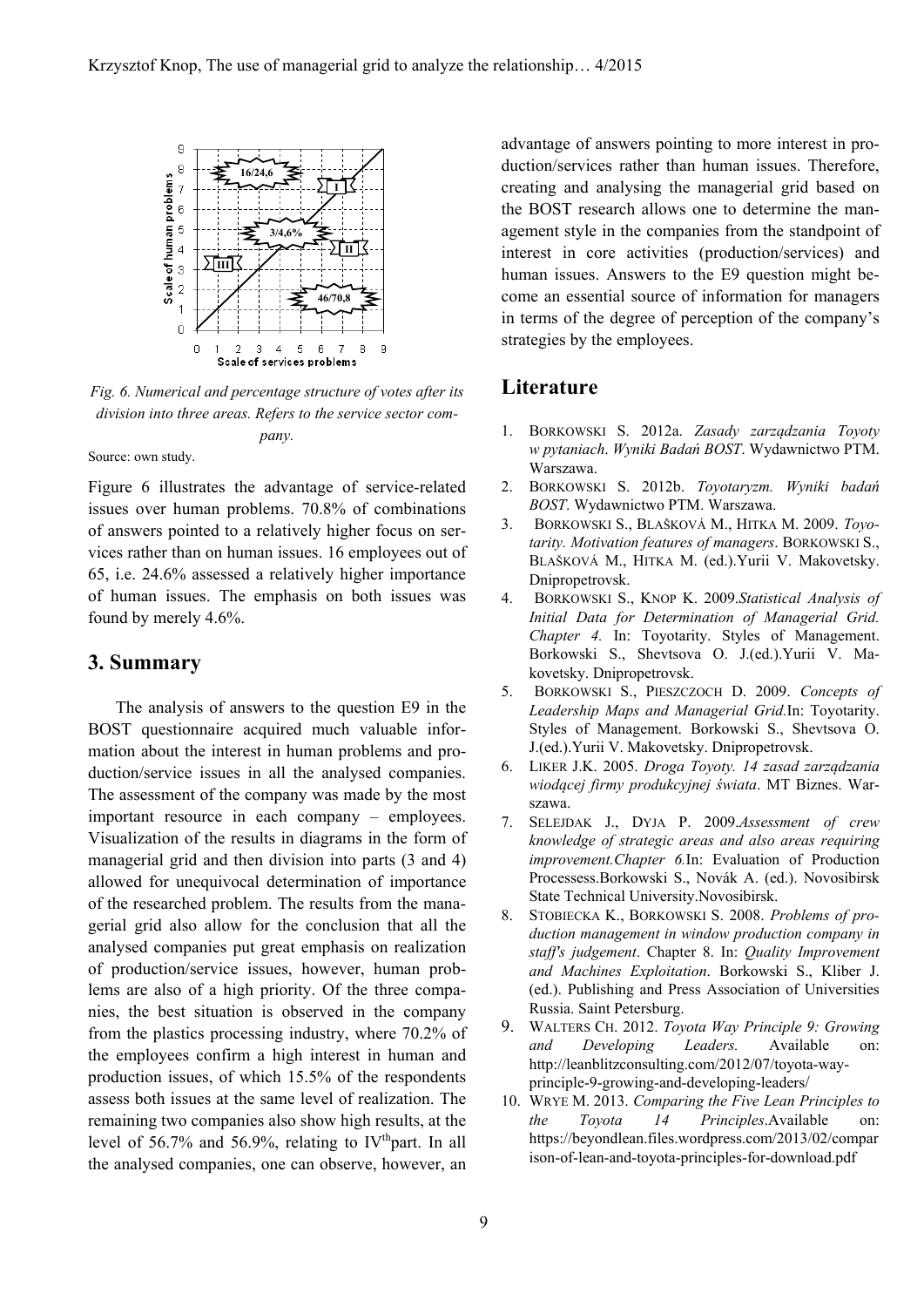9
8
7
6
5
4
3
2
1
0

0 1 2 3 4 5 6 7 8 9

Scale of human problems

Scale of services problems

16/24,6

I

3/4,6%

II

III

46/70,8

*Fig. 6. Numerical and percentage structure of votes after its division into three areas. Refers to the service sector company.*

Source: own study.

Figure 6 illustrates the advantage of service-related issues over human problems. 70.8% of combinations of answers pointed to a relatively higher focus on services rather than on human issues. 16 employees out of 65, i.e. 24.6% assessed a relatively higher importance of human issues. The emphasis on both issues was found by merely 4.6%.

## 3. Summary

The analysis of answers to the question E9 in the BOST questionnaire acquired much valuable information about the interest in human problems and production/service issues in all the analysed companies. The assessment of the company was made by the most important resource in each company – employees. Visualization of the results in diagrams in the form of managerial grid and then division into parts (3 and 4) allowed for unequivocal determination of importance of the researched problem. The results from the managerial grid also allow for the conclusion that all the analysed companies put great emphasis on realization of production/service issues, however, human problems are also of a high priority. Of the three companies, the best situation is observed in the company from the plastics processing industry, where 70.2% of the employees confirm a high interest in human and production issues, of which 15.5% of the respondents assess both issues at the same level of realization. The remaining two companies also show high results, at the level of 56.7% and 56.9%, relating to IV$^{th}$part. In all the analysed companies, one can observe, however, an advantage of answers pointing to more interest in production/services rather than human issues. Therefore, creating and analysing the managerial grid based on the BOST research allows one to determine the management style in the companies from the standpoint of interest in core activities (production/services) and human issues. Answers to the E9 question might become an essential source of information for managers in terms of the degree of perception of the company's strategies by the employees.

## Literature

1. BORKOWSKI S. 2012a. *Zasady zarządzania Toyoty w pytaniach*. *Wyniki Badań BOST*. Wydawnictwo PTM. Warszawa.
2. BORKOWSKI S. 2012b. *Toyotaryzm. Wyniki badań BOST*. Wydawnictwo PTM. Warszawa.
3. BORKOWSKI S., BLAŠKOVÁ M., HITKA M. 2009. *Toyotarity. Motivation features of managers*. BORKOWSKI S., BLAŠKOVÁ M., HITKA M. (ed.).Yurii V. Makovetsky. Dnipropetrovsk.
4. BORKOWSKI S., KNOP K. 2009.*Statistical Analysis of Initial Data for Determination of Managerial Grid. Chapter 4.* In: Toyotarity. Styles of Management. Borkowski S., Shevtsova O. J.(ed.).Yurii V. Makovetsky. Dnipropetrovsk.
5. BORKOWSKI S., PIESZCZOCH D. 2009. *Concepts of Leadership Maps and Managerial Grid.*In: Toyotarity. Styles of Management. Borkowski S., Shevtsova O. J.(ed.).Yurii V. Makovetsky. Dnipropetrovsk.
6. LIKER J.K. 2005. *Droga Toyoty. 14 zasad zarządzania wiodącej firmy produkcyjnej świata*. MT Biznes. Warszawa.
7. SELEJDAK J., DYJA P. 2009.*Assessment of crew knowledge of strategic areas and also areas requiring improvement.Chapter 6.*In: Evaluation of Production Processess.Borkowski S., Novák A. (ed.). Novosibirsk State Technical University.Novosibirsk.
8. STOBIECKA K., BORKOWSKI S. 2008. *Problems of production management in window production company in staff's judgement*. Chapter 8. In: *Quality Improvement and Machines Exploitation*. Borkowski S., Kliber J. (ed.). Publishing and Press Association of Universities Russia. Saint Petersburg.
9. WALTERS CH. 2012. *Toyota Way Principle 9: Growing and Developing Leaders.* Available on: http://leanblitzconsulting.com/2012/07/toyota-way-principle-9-growing-and-developing-leaders/
10. WRYE M. 2013. *Comparing the Five Lean Principles to the Toyota 14 Principles*.Available on: https://beyondlean.files.wordpress.com/2013/02/comparison-of-lean-and-toyota-principles-for-download.pdf